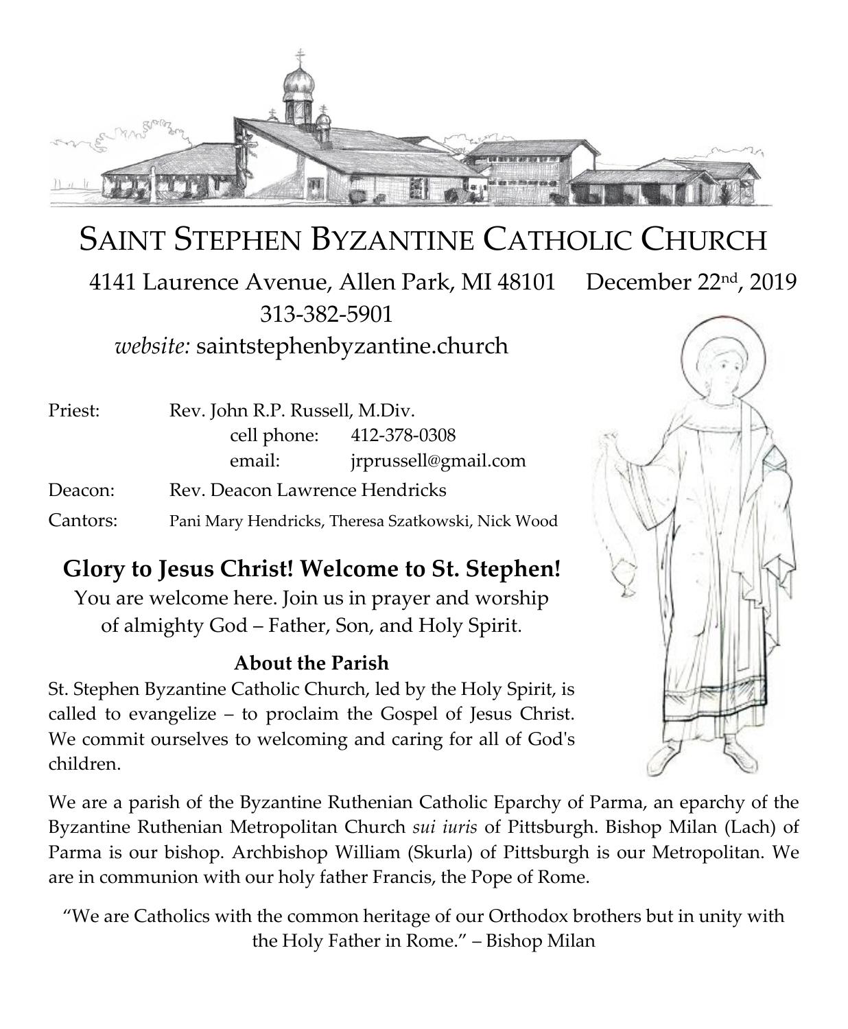# SAINT STEPHEN BYZANTINE CATHOLIC CHURCH

4141 Laurence Avenue, Allen Park, MI 48101 December 22nd, 2019

313-382-5901

*website:* saintstephenbyzantine.church

| | | | |
|---|---|---|---|
| Priest: | Rev. John R.P. Russell, M.Div. | | |
| | | cell phone: | 412-378-0308 |
| | | email: | jrprussell@gmail.com |
| Deacon: | Rev. Deacon Lawrence Hendricks | | |
| Cantors: | Pani Mary Hendricks, Theresa Szatkowski, Nick Wood | | |

## Glory to Jesus Christ! Welcome to St. Stephen!

You are welcome here. Join us in prayer and worship of almighty God – Father, Son, and Holy Spirit.

### About the Parish

St. Stephen Byzantine Catholic Church, led by the Holy Spirit, is called to evangelize – to proclaim the Gospel of Jesus Christ. We commit ourselves to welcoming and caring for all of God's children.

We are a parish of the Byzantine Ruthenian Catholic Eparchy of Parma, an eparchy of the Byzantine Ruthenian Metropolitan Church *sui iuris* of Pittsburgh. Bishop Milan (Lach) of Parma is our bishop. Archbishop William (Skurla) of Pittsburgh is our Metropolitan. We are in communion with our holy father Francis, the Pope of Rome.

"We are Catholics with the common heritage of our Orthodox brothers but in unity with the Holy Father in Rome." – Bishop Milan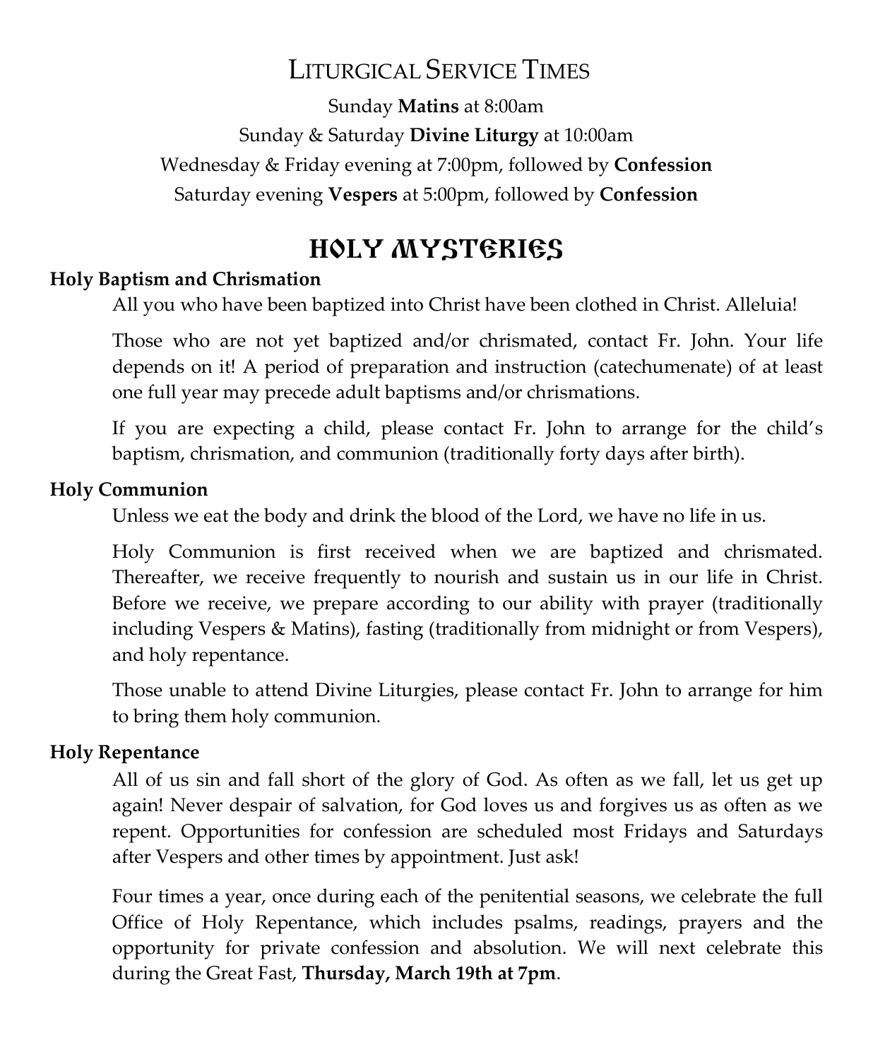## Liturgical Service Times

Sunday **Matins** at 8:00am

Sunday & Saturday **Divine Liturgy** at 10:00am

Wednesday & Friday evening at 7:00pm, followed by **Confession**

Saturday evening **Vespers** at 5:00pm, followed by **Confession**

# Holy Mysteries

**Holy Baptism and Chrismation**

All you who have been baptized into Christ have been clothed in Christ. Alleluia!

Those who are not yet baptized and/or chrismated, contact Fr. John. Your life depends on it! A period of preparation and instruction (catechumenate) of at least one full year may precede adult baptisms and/or chrismations.

If you are expecting a child, please contact Fr. John to arrange for the child's baptism, chrismation, and communion (traditionally forty days after birth).

**Holy Communion**

Unless we eat the body and drink the blood of the Lord, we have no life in us.

Holy Communion is first received when we are baptized and chrismated. Thereafter, we receive frequently to nourish and sustain us in our life in Christ. Before we receive, we prepare according to our ability with prayer (traditionally including Vespers & Matins), fasting (traditionally from midnight or from Vespers), and holy repentance.

Those unable to attend Divine Liturgies, please contact Fr. John to arrange for him to bring them holy communion.

**Holy Repentance**

All of us sin and fall short of the glory of God. As often as we fall, let us get up again! Never despair of salvation, for God loves us and forgives us as often as we repent. Opportunities for confession are scheduled most Fridays and Saturdays after Vespers and other times by appointment. Just ask!

Four times a year, once during each of the penitential seasons, we celebrate the full Office of Holy Repentance, which includes psalms, readings, prayers and the opportunity for private confession and absolution. We will next celebrate this during the Great Fast, **Thursday, March 19th at 7pm**.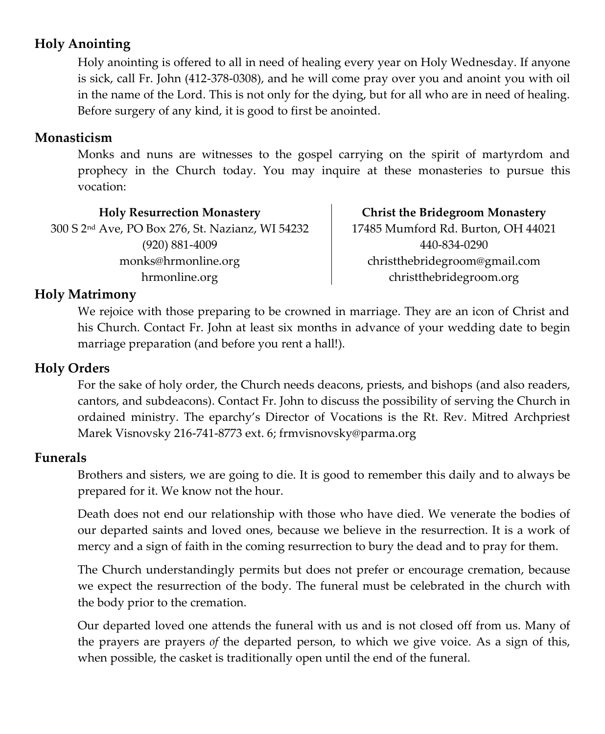## Holy Anointing

Holy anointing is offered to all in need of healing every year on Holy Wednesday. If anyone is sick, call Fr. John (412-378-0308), and he will come pray over you and anoint you with oil in the name of the Lord. This is not only for the dying, but for all who are in need of healing. Before surgery of any kind, it is good to first be anointed.

## Monasticism

Monks and nuns are witnesses to the gospel carrying on the spirit of martyrdom and prophecy in the Church today. You may inquire at these monasteries to pursue this vocation:

**Holy Resurrection Monastery**
300 S 2nd Ave, PO Box 276, St. Nazianz, WI 54232
(920) 881-4009
monks@hrmonline.org
hrmonline.org

**Christ the Bridegroom Monastery**
17485 Mumford Rd. Burton, OH 44021
440-834-0290
christthebridegroom@gmail.com
christthebridegroom.org

## Holy Matrimony

We rejoice with those preparing to be crowned in marriage. They are an icon of Christ and his Church. Contact Fr. John at least six months in advance of your wedding date to begin marriage preparation (and before you rent a hall!).

## Holy Orders

For the sake of holy order, the Church needs deacons, priests, and bishops (and also readers, cantors, and subdeacons). Contact Fr. John to discuss the possibility of serving the Church in ordained ministry. The eparchy's Director of Vocations is the Rt. Rev. Mitred Archpriest Marek Visnovsky 216-741-8773 ext. 6; frmvisnovsky@parma.org

## Funerals

Brothers and sisters, we are going to die. It is good to remember this daily and to always be prepared for it. We know not the hour.

Death does not end our relationship with those who have died. We venerate the bodies of our departed saints and loved ones, because we believe in the resurrection. It is a work of mercy and a sign of faith in the coming resurrection to bury the dead and to pray for them.

The Church understandingly permits but does not prefer or encourage cremation, because we expect the resurrection of the body. The funeral must be celebrated in the church with the body prior to the cremation.

Our departed loved one attends the funeral with us and is not closed off from us. Many of the prayers are prayers *of* the departed person, to which we give voice. As a sign of this, when possible, the casket is traditionally open until the end of the funeral.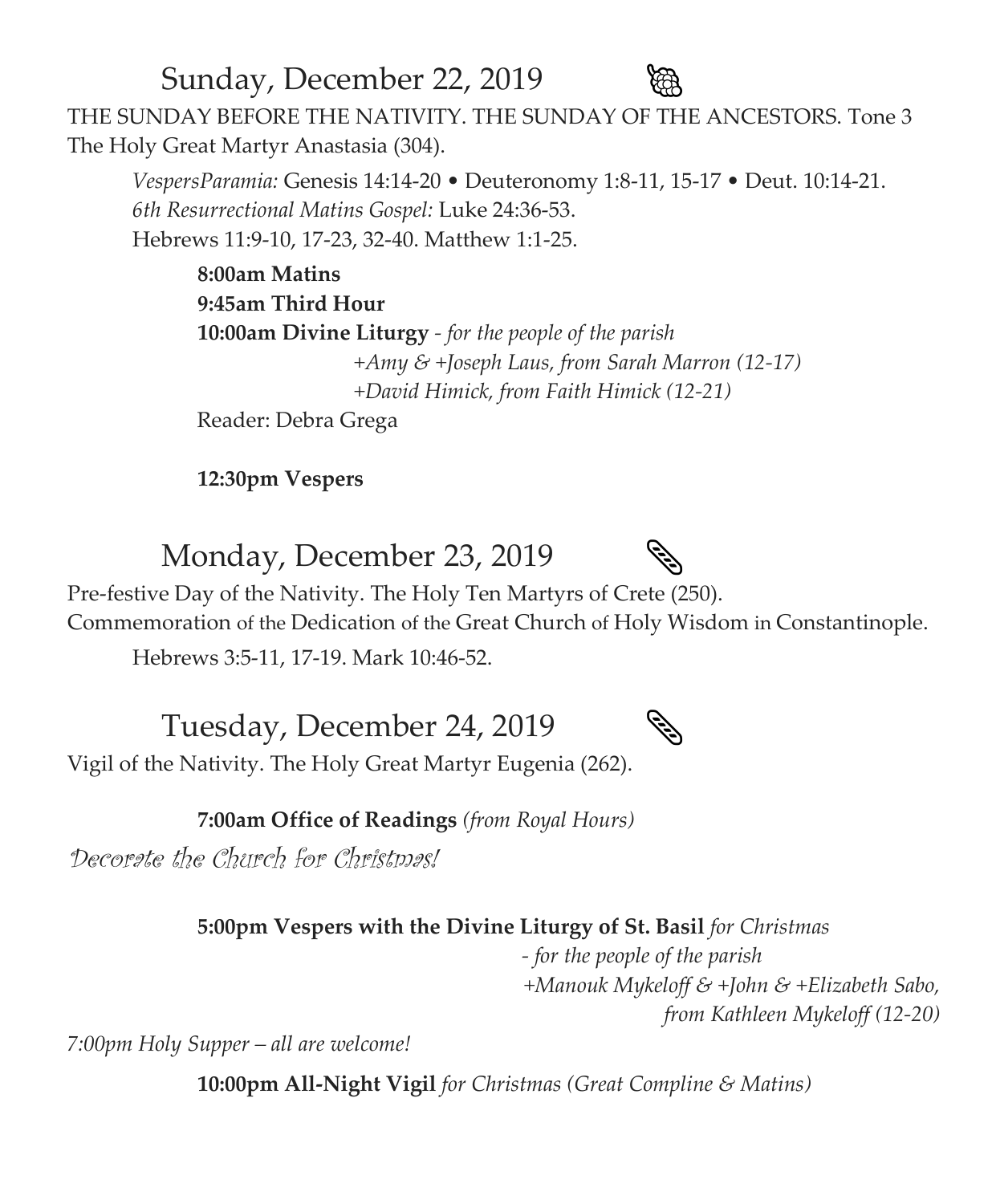## Sunday, December 22, 2019

THE SUNDAY BEFORE THE NATIVITY. THE SUNDAY OF THE ANCESTORS. Tone 3
The Holy Great Martyr Anastasia (304).

*VespersParamia:* Genesis 14:14-20 • Deuteronomy 1:8-11, 15-17 • Deut. 10:14-21.
*6th Resurrectional Matins Gospel:* Luke 24:36-53.
Hebrews 11:9-10, 17-23, 32-40. Matthew 1:1-25.

**8:00am Matins**
**9:45am Third Hour**
**10:00am Divine Liturgy** - *for the people of the parish*
*+Amy & +Joseph Laus, from Sarah Marron (12-17)*
*+David Himick, from Faith Himick (12-21)*
Reader: Debra Grega

**12:30pm Vespers**

## Monday, December 23, 2019

Pre-festive Day of the Nativity. The Holy Ten Martyrs of Crete (250).
Commemoration of the Dedication of the Great Church of Holy Wisdom in Constantinople.

Hebrews 3:5-11, 17-19. Mark 10:46-52.

## Tuesday, December 24, 2019

Vigil of the Nativity. The Holy Great Martyr Eugenia (262).

**7:00am Office of Readings** *(from Royal Hours)*

*Decorate the Church for Christmas!*

**5:00pm Vespers with the Divine Liturgy of St. Basil** *for Christmas*
*- for the people of the parish*
*+Manouk Mykeloff & +John & +Elizabeth Sabo,*
*from Kathleen Mykeloff (12-20)*

*7:00pm Holy Supper – all are welcome!*

**10:00pm All-Night Vigil** *for Christmas (Great Compline & Matins)*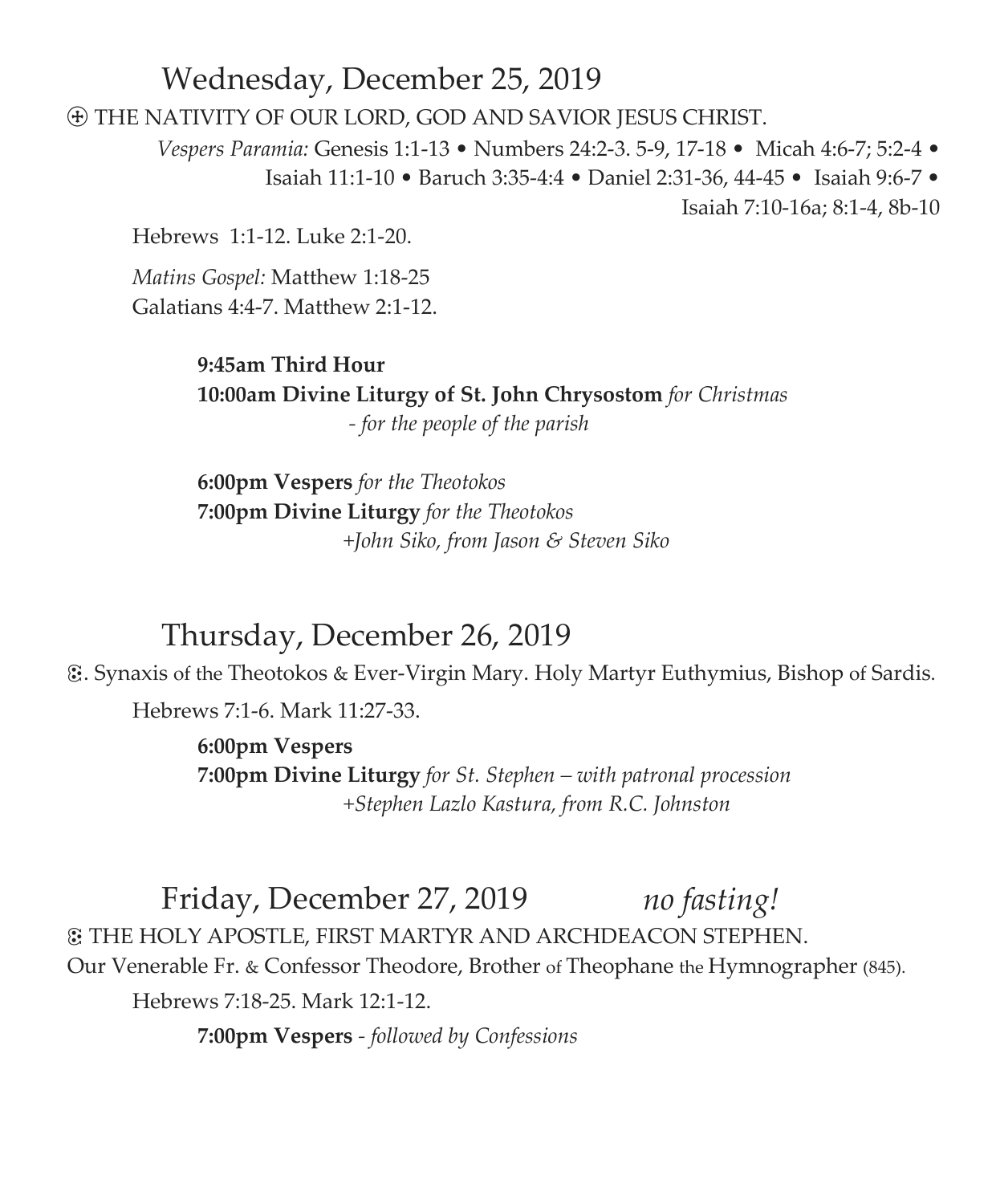## Wednesday, December 25, 2019

⊕ THE NATIVITY OF OUR LORD, GOD AND SAVIOR JESUS CHRIST.

*Vespers Paramia:* Genesis 1:1-13 • Numbers 24:2-3. 5-9, 17-18 • Micah 4:6-7; 5:2-4 • Isaiah 11:1-10 • Baruch 3:35-4:4 • Daniel 2:31-36, 44-45 • Isaiah 9:6-7 • Isaiah 7:10-16a; 8:1-4, 8b-10

Hebrews 1:1-12. Luke 2:1-20.

*Matins Gospel:* Matthew 1:18-25
Galatians 4:4-7. Matthew 2:1-12.

**9:45am Third Hour**
**10:00am Divine Liturgy of St. John Chrysostom** *for Christmas*
*- for the people of the parish*

**6:00pm Vespers** *for the Theotokos*
**7:00pm Divine Liturgy** *for the Theotokos*
*+John Siko, from Jason & Steven Siko*

## Thursday, December 26, 2019

꙰. Synaxis of the Theotokos & Ever-Virgin Mary. Holy Martyr Euthymius, Bishop of Sardis.

Hebrews 7:1-6. Mark 11:27-33.

**6:00pm Vespers**
**7:00pm Divine Liturgy** *for St. Stephen – with patronal procession*
*+Stephen Lazlo Kastura, from R.C. Johnston*

## Friday, December 27, 2019 *no fasting!*

꙰ THE HOLY APOSTLE, FIRST MARTYR AND ARCHDEACON STEPHEN.
Our Venerable Fr. & Confessor Theodore, Brother of Theophane the Hymnographer (845).

Hebrews 7:18-25. Mark 12:1-12.

**7:00pm Vespers** *- followed by Confessions*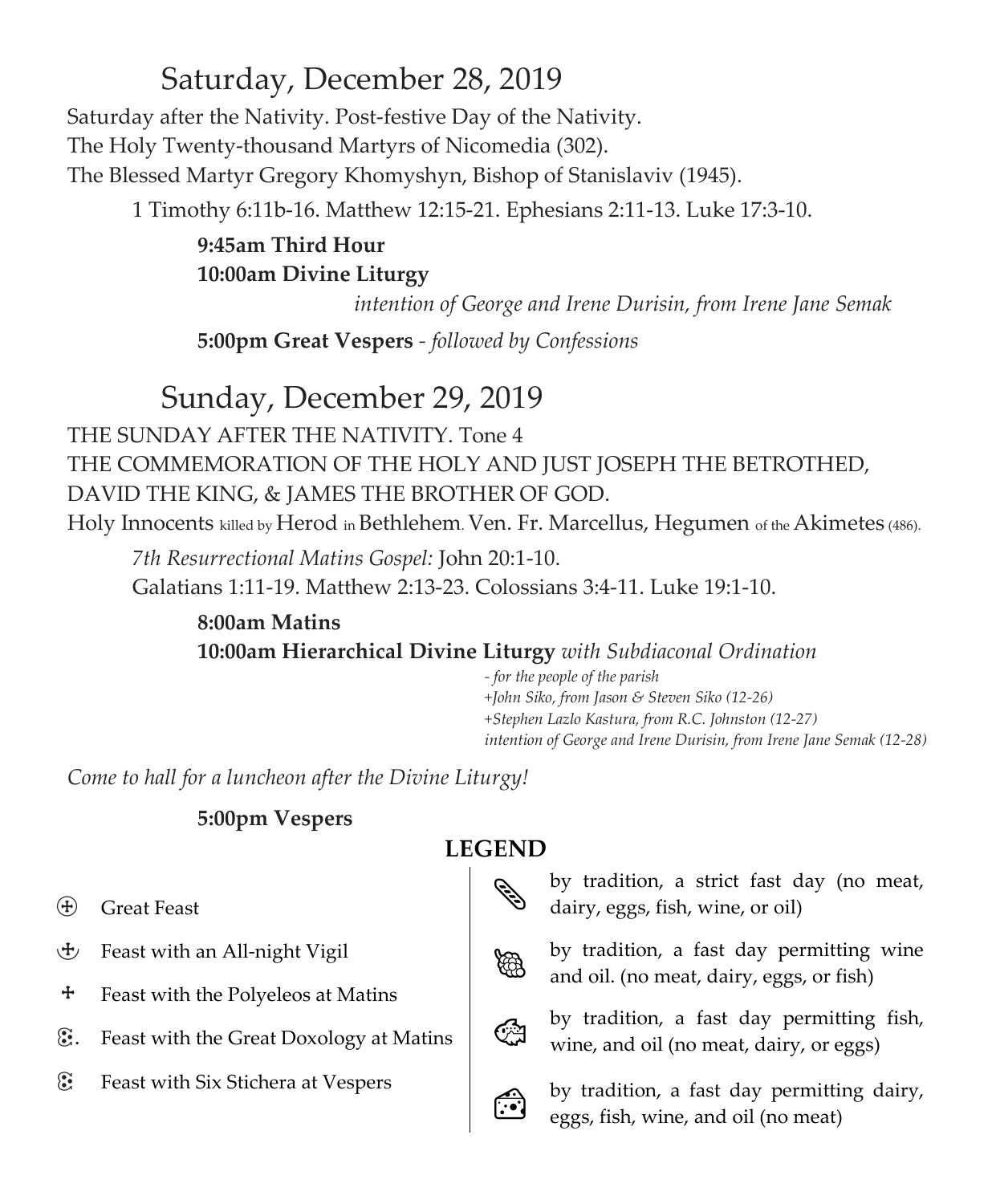## Saturday, December 28, 2019

Saturday after the Nativity. Post-festive Day of the Nativity.
The Holy Twenty-thousand Martyrs of Nicomedia (302).
The Blessed Martyr Gregory Khomyshyn, Bishop of Stanislaviv (1945).

1 Timothy 6:11b-16. Matthew 12:15-21. Ephesians 2:11-13. Luke 17:3-10.

**9:45am Third Hour**
**10:00am Divine Liturgy**

*intention of George and Irene Durisin, from Irene Jane Semak*

**5:00pm Great Vespers** - *followed by Confessions*

## Sunday, December 29, 2019

THE SUNDAY AFTER THE NATIVITY. Tone 4
THE COMMEMORATION OF THE HOLY AND JUST JOSEPH THE BETROTHED, DAVID THE KING, & JAMES THE BROTHER OF GOD.
Holy Innocents killed by Herod in Bethlehem. Ven. Fr. Marcellus, Hegumen of the Akimetes (486).

*7th Resurrectional Matins Gospel:* John 20:1-10.
Galatians 1:11-19. Matthew 2:13-23. Colossians 3:4-11. Luke 19:1-10.

**8:00am Matins**
**10:00am Hierarchical Divine Liturgy** *with Subdiaconal Ordination*

*- for the people of the parish*
*+John Siko, from Jason & Steven Siko (12-26)*
*+Stephen Lazlo Kastura, from R.C. Johnston (12-27)*
*intention of George and Irene Durisin, from Irene Jane Semak (12-28)*

*Come to hall for a luncheon after the Divine Liturgy!*

**5:00pm Vespers**

**LEGEND**

- Great Feast
- Feast with an All-night Vigil
- Feast with the Polyeleos at Matins
- Feast with the Great Doxology at Matins
- Feast with Six Stichera at Vespers

- by tradition, a strict fast day (no meat, dairy, eggs, fish, wine, or oil)
- by tradition, a fast day permitting wine and oil. (no meat, dairy, eggs, or fish)
- by tradition, a fast day permitting fish, wine, and oil (no meat, dairy, or eggs)
- by tradition, a fast day permitting dairy, eggs, fish, wine, and oil (no meat)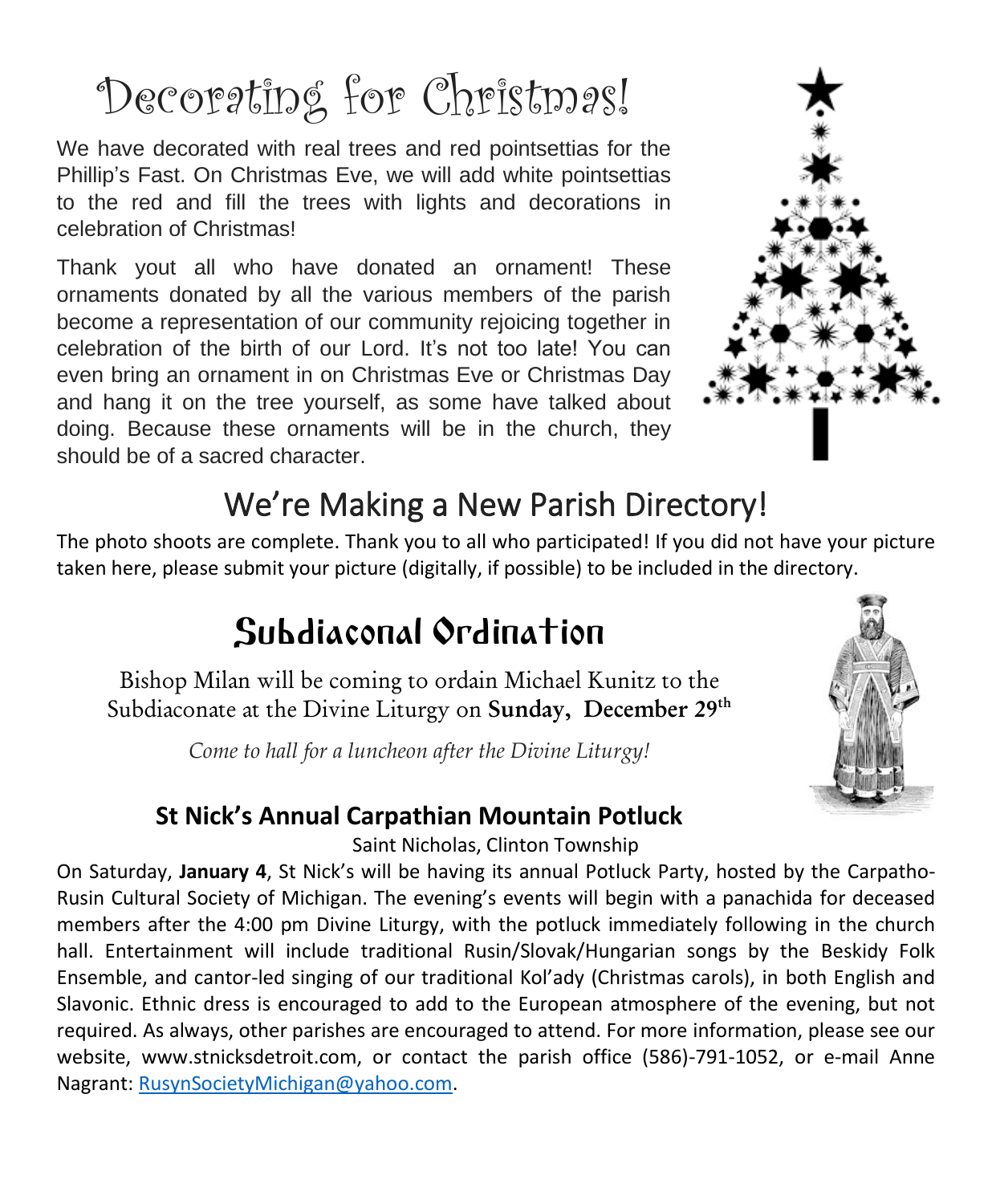# Decorating for Christmas!

We have decorated with real trees and red pointsettias for the Phillip's Fast. On Christmas Eve, we will add white pointsettias to the red and fill the trees with lights and decorations in celebration of Christmas!

Thank yout all who have donated an ornament! These ornaments donated by all the various members of the parish become a representation of our community rejoicing together in celebration of the birth of our Lord. It's not too late! You can even bring an ornament in on Christmas Eve or Christmas Day and hang it on the tree yourself, as some have talked about doing. Because these ornaments will be in the church, they should be of a sacred character.

# We're Making a New Parish Directory!

The photo shoots are complete. Thank you to all who participated! If you did not have your picture taken here, please submit your picture (digitally, if possible) to be included in the directory.

# Subdiaconal Ordination

Bishop Milan will be coming to ordain Michael Kunitz to the Subdiaconate at the Divine Liturgy on **Sunday, December 29th**

*Come to hall for a luncheon after the Divine Liturgy!*

### St Nick's Annual Carpathian Mountain Potluck

Saint Nicholas, Clinton Township

On Saturday, **January 4**, St Nick's will be having its annual Potluck Party, hosted by the Carpatho-Rusin Cultural Society of Michigan. The evening's events will begin with a panachida for deceased members after the 4:00 pm Divine Liturgy, with the potluck immediately following in the church hall. Entertainment will include traditional Rusin/Slovak/Hungarian songs by the Beskidy Folk Ensemble, and cantor-led singing of our traditional Kol'ady (Christmas carols), in both English and Slavonic. Ethnic dress is encouraged to add to the European atmosphere of the evening, but not required. As always, other parishes are encouraged to attend. For more information, please see our website, www.stnicksdetroit.com, or contact the parish office (586)-791-1052, or e-mail Anne Nagrant: RusynSocietyMichigan@yahoo.com.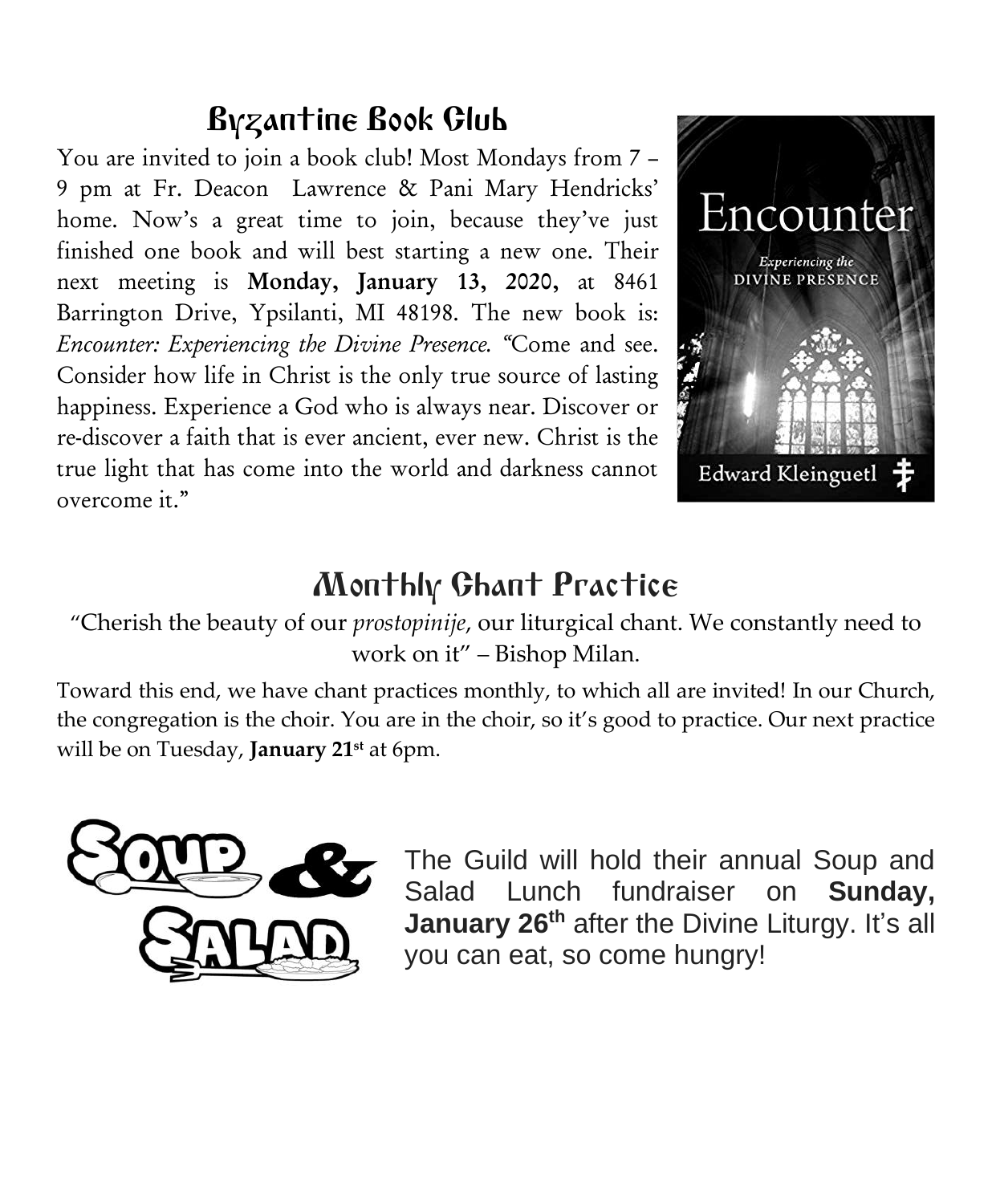## Byzantine Book Club

You are invited to join a book club! Most Mondays from 7 – 9 pm at Fr. Deacon Lawrence & Pani Mary Hendricks' home. Now's a great time to join, because they've just finished one book and will best starting a new one. Their next meeting is **Monday, January 13, 2020,** at 8461 Barrington Drive, Ypsilanti, MI 48198. The new book is: *Encounter: Experiencing the Divine Presence.* "Come and see. Consider how life in Christ is the only true source of lasting happiness. Experience a God who is always near. Discover or re-discover a faith that is ever ancient, ever new. Christ is the true light that has come into the world and darkness cannot overcome it."

## Monthly Chant Practice

"Cherish the beauty of our *prostopinije*, our liturgical chant. We constantly need to work on it" – Bishop Milan.

Toward this end, we have chant practices monthly, to which all are invited! In our Church, the congregation is the choir. You are in the choir, so it's good to practice. Our next practice will be on Tuesday, **January 21st** at 6pm.

## Soup & Salad

The Guild will hold their annual Soup and Salad Lunch fundraiser on **Sunday, January 26th** after the Divine Liturgy. It's all you can eat, so come hungry!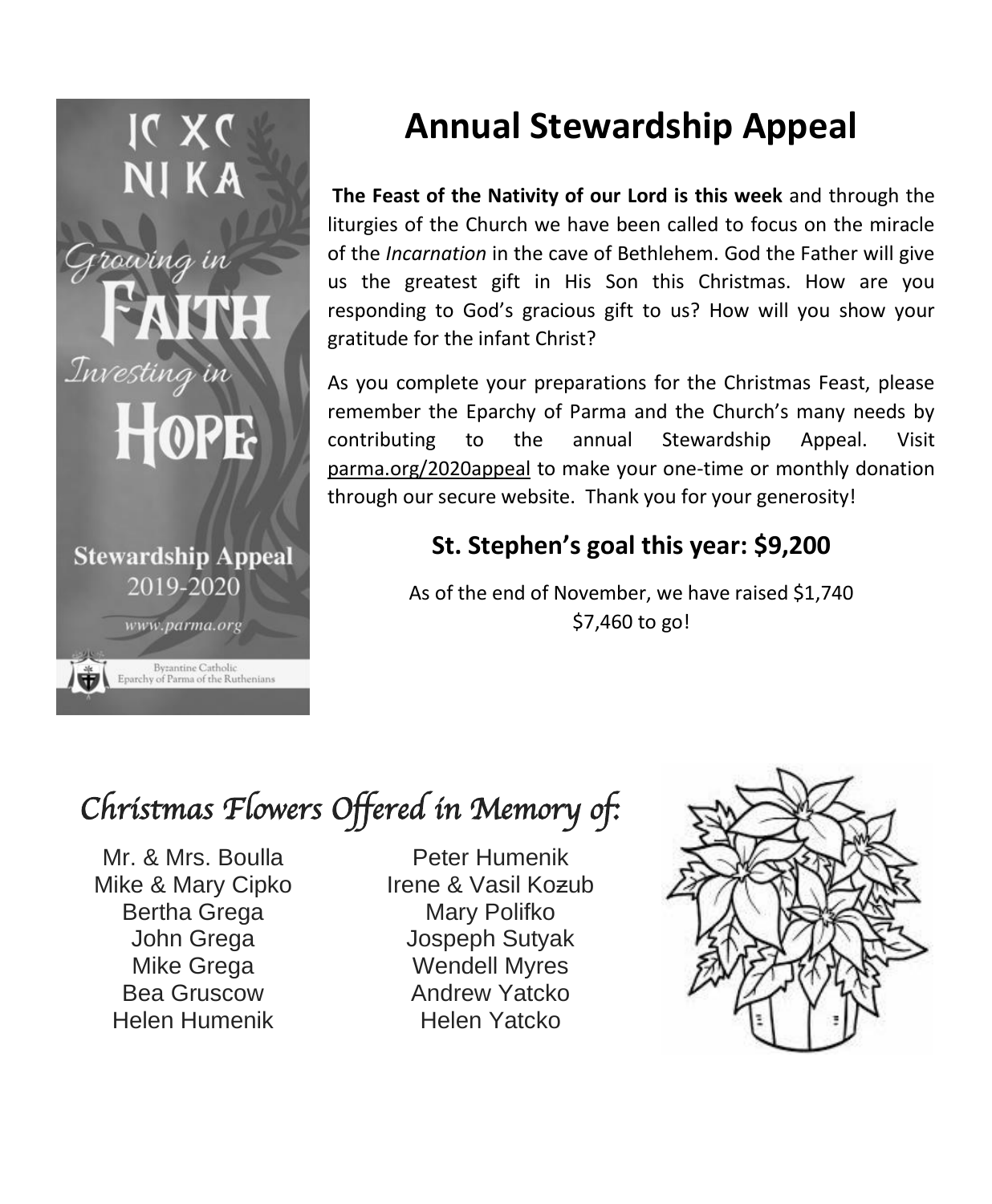IC XC
NI KA

*Growing in*
FAITH
*Investing in*
HOPE

Stewardship Appeal
2019-2020

www.parma.org

Byzantine Catholic
Eparchy of Parma of the Ruthenians

# Annual Stewardship Appeal

**The Feast of the Nativity of our Lord is this week** and through the liturgies of the Church we have been called to focus on the miracle of the *Incarnation* in the cave of Bethlehem. God the Father will give us the greatest gift in His Son this Christmas. How are you responding to God's gracious gift to us? How will you show your gratitude for the infant Christ?

As you complete your preparations for the Christmas Feast, please remember the Eparchy of Parma and the Church's many needs by contributing to the annual Stewardship Appeal. Visit parma.org/2020appeal to make your one-time or monthly donation through our secure website. Thank you for your generosity!

### St. Stephen's goal this year: $9,200

As of the end of November, we have raised $1,740
$7,460 to go!

## *Christmas Flowers Offered in Memory of:*

Mr. & Mrs. Boulla
Mike & Mary Cipko
Bertha Grega
John Grega
Mike Grega
Bea Gruscow
Helen Humenik
Peter Humenik
Irene & Vasil Kozub
Mary Polifko
Jospeph Sutyak
Wendell Myres
Andrew Yatcko
Helen Yatcko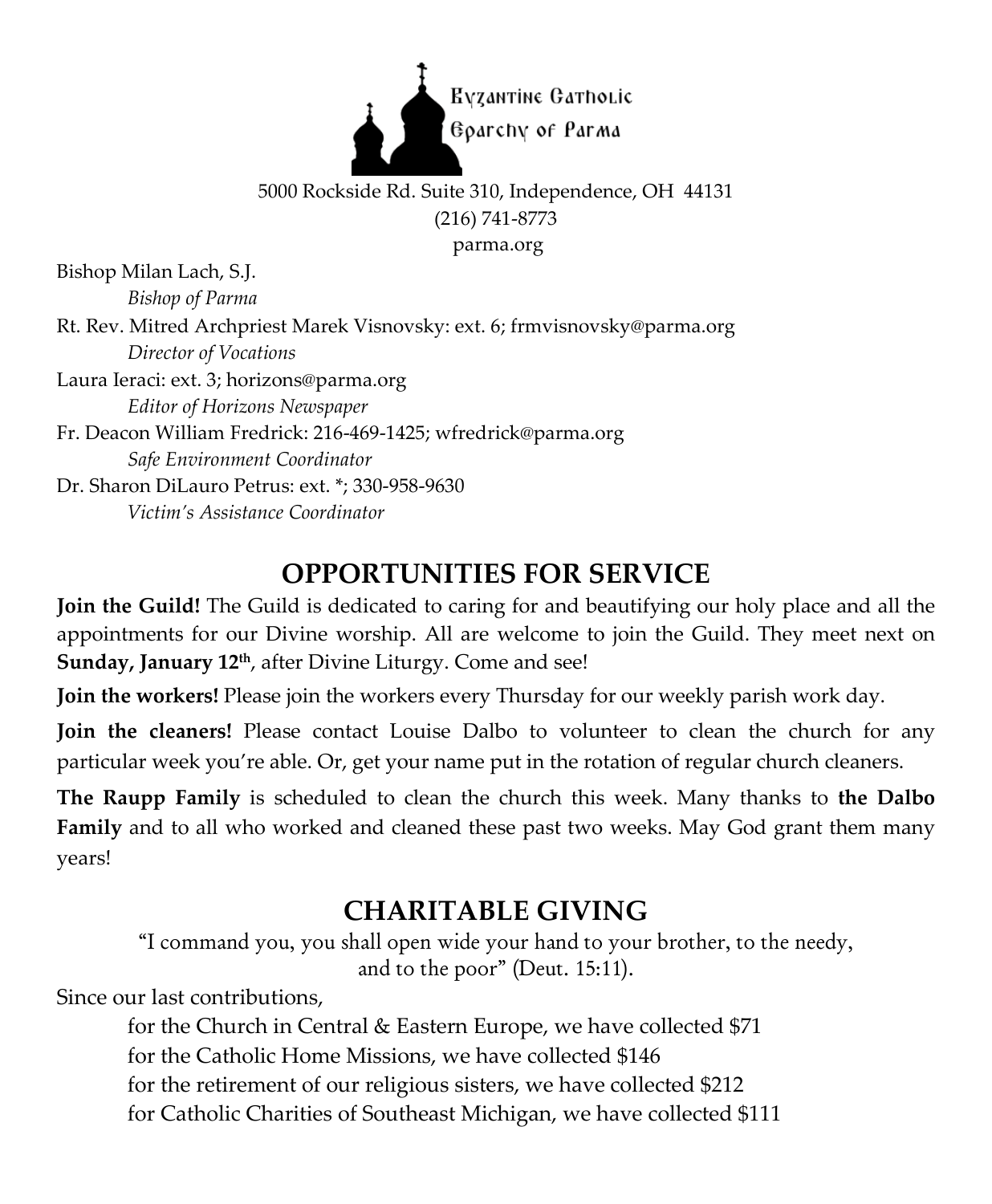Byzantine Catholic
Eparchy of Parma

5000 Rockside Rd. Suite 310, Independence, OH 44131
(216) 741-8773
parma.org

Bishop Milan Lach, S.J.
*Bishop of Parma*

Rt. Rev. Mitred Archpriest Marek Visnovsky: ext. 6; frmvisnovsky@parma.org
*Director of Vocations*

Laura Ieraci: ext. 3; horizons@parma.org
*Editor of Horizons Newspaper*

Fr. Deacon William Fredrick: 216-469-1425; wfredrick@parma.org
*Safe Environment Coordinator*

Dr. Sharon DiLauro Petrus: ext. *; 330-958-9630
*Victim's Assistance Coordinator*

## OPPORTUNITIES FOR SERVICE

**Join the Guild!** The Guild is dedicated to caring for and beautifying our holy place and all the appointments for our Divine worship. All are welcome to join the Guild. They meet next on **Sunday, January 12th**, after Divine Liturgy. Come and see!

**Join the workers!** Please join the workers every Thursday for our weekly parish work day.

**Join the cleaners!** Please contact Louise Dalbo to volunteer to clean the church for any particular week you're able. Or, get your name put in the rotation of regular church cleaners.

**The Raupp Family** is scheduled to clean the church this week. Many thanks to **the Dalbo Family** and to all who worked and cleaned these past two weeks. May God grant them many years!

## CHARITABLE GIVING

"I command you, you shall open wide your hand to your brother, to the needy, and to the poor" (Deut. 15:11).

Since our last contributions,

for the Church in Central & Eastern Europe, we have collected $71
for the Catholic Home Missions, we have collected $146
for the retirement of our religious sisters, we have collected $212
for Catholic Charities of Southeast Michigan, we have collected $111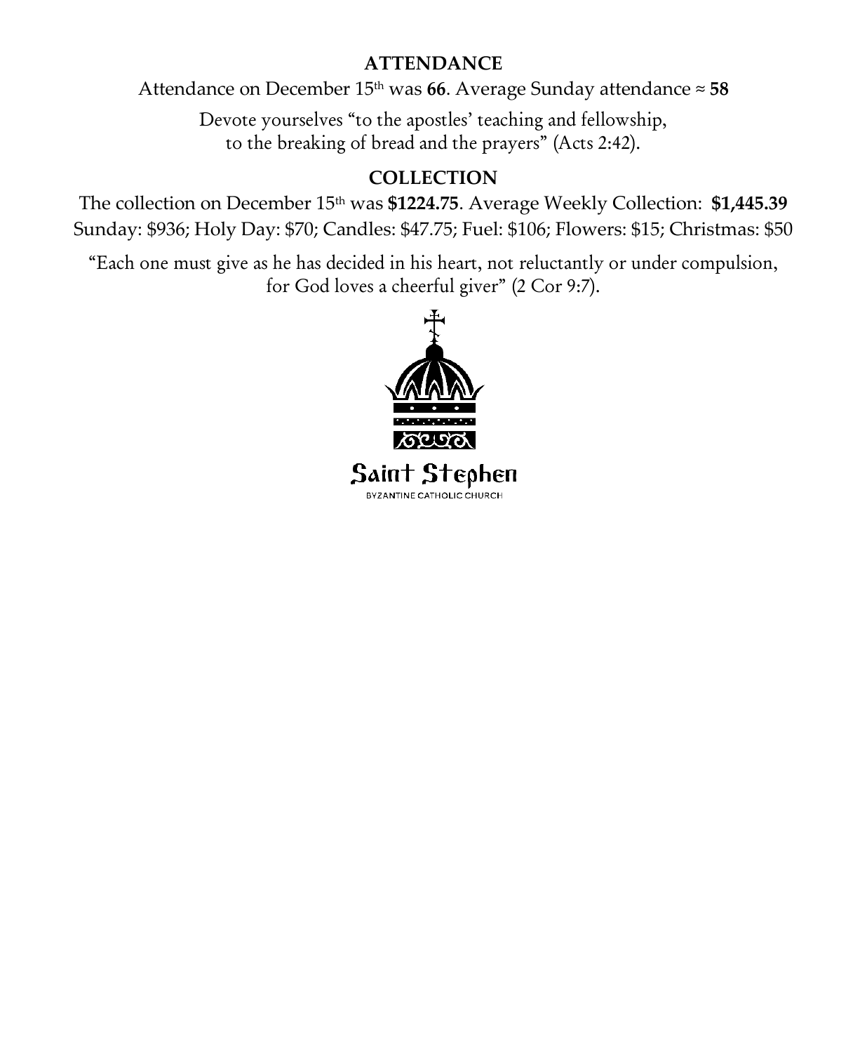## ATTENDANCE

Attendance on December 15th was **66**. Average Sunday attendance ≈ **58**

Devote yourselves "to the apostles' teaching and fellowship, to the breaking of bread and the prayers" (Acts 2:42).

## COLLECTION

The collection on December 15th was **$1224.75**. Average Weekly Collection: **$1,445.39**
Sunday: $936; Holy Day: $70; Candles: $47.75; Fuel: $106; Flowers: $15; Christmas: $50

"Each one must give as he has decided in his heart, not reluctantly or under compulsion, for God loves a cheerful giver" (2 Cor 9:7).

Saint Stephen
BYZANTINE CATHOLIC CHURCH